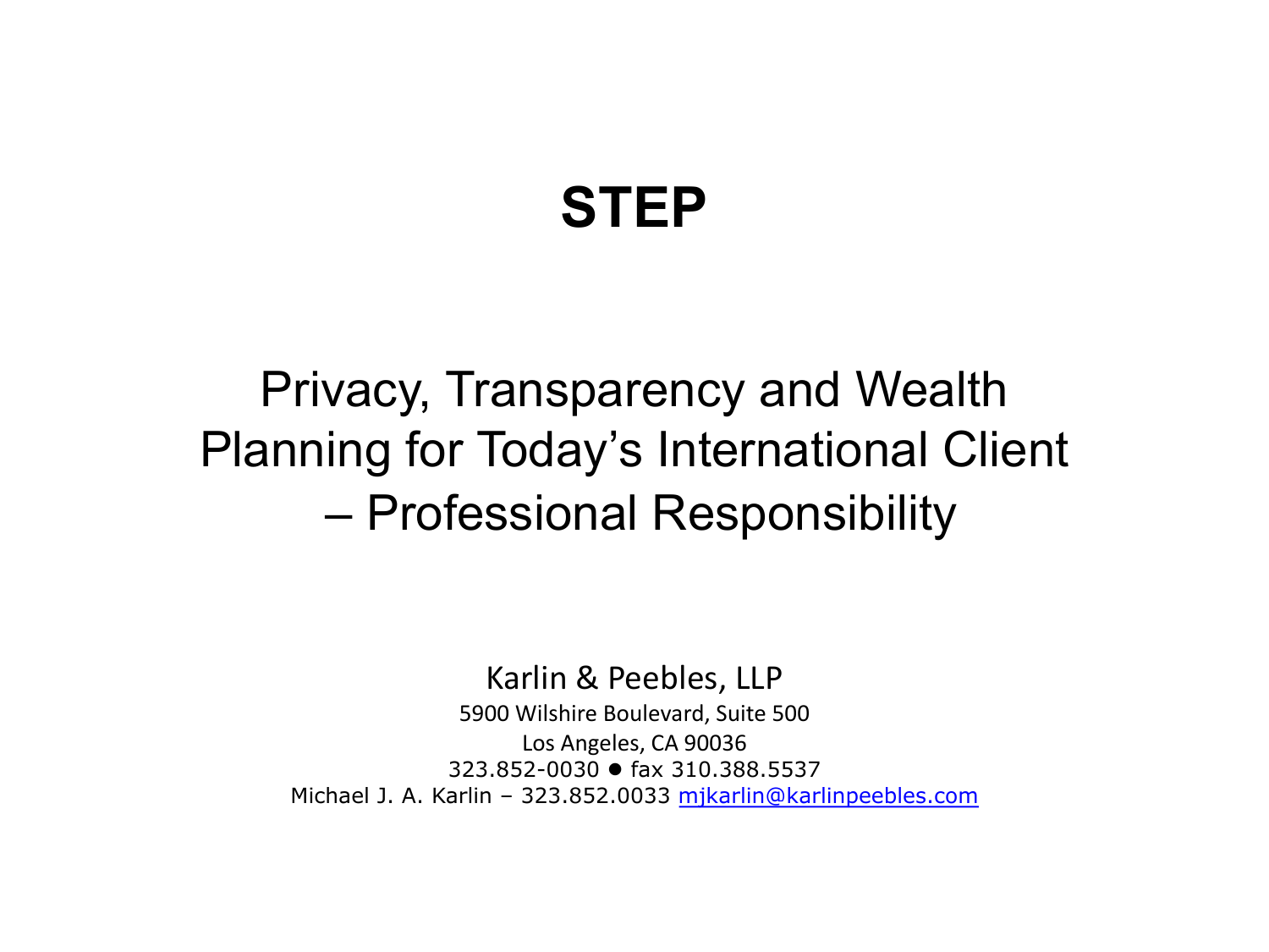# STEP

## Privacy, Transparency and Wealth Planning for Today's International Client – Professional Responsibility

Karlin & Peebles, LLP

5900 Wilshire Boulevard, Suite 500

Los Angeles, CA 90036

323.852-0030 ● fax 310.388.5537

Michael J. A. Karlin – 323.852.0033 mjkarlin@karlinpeebles.com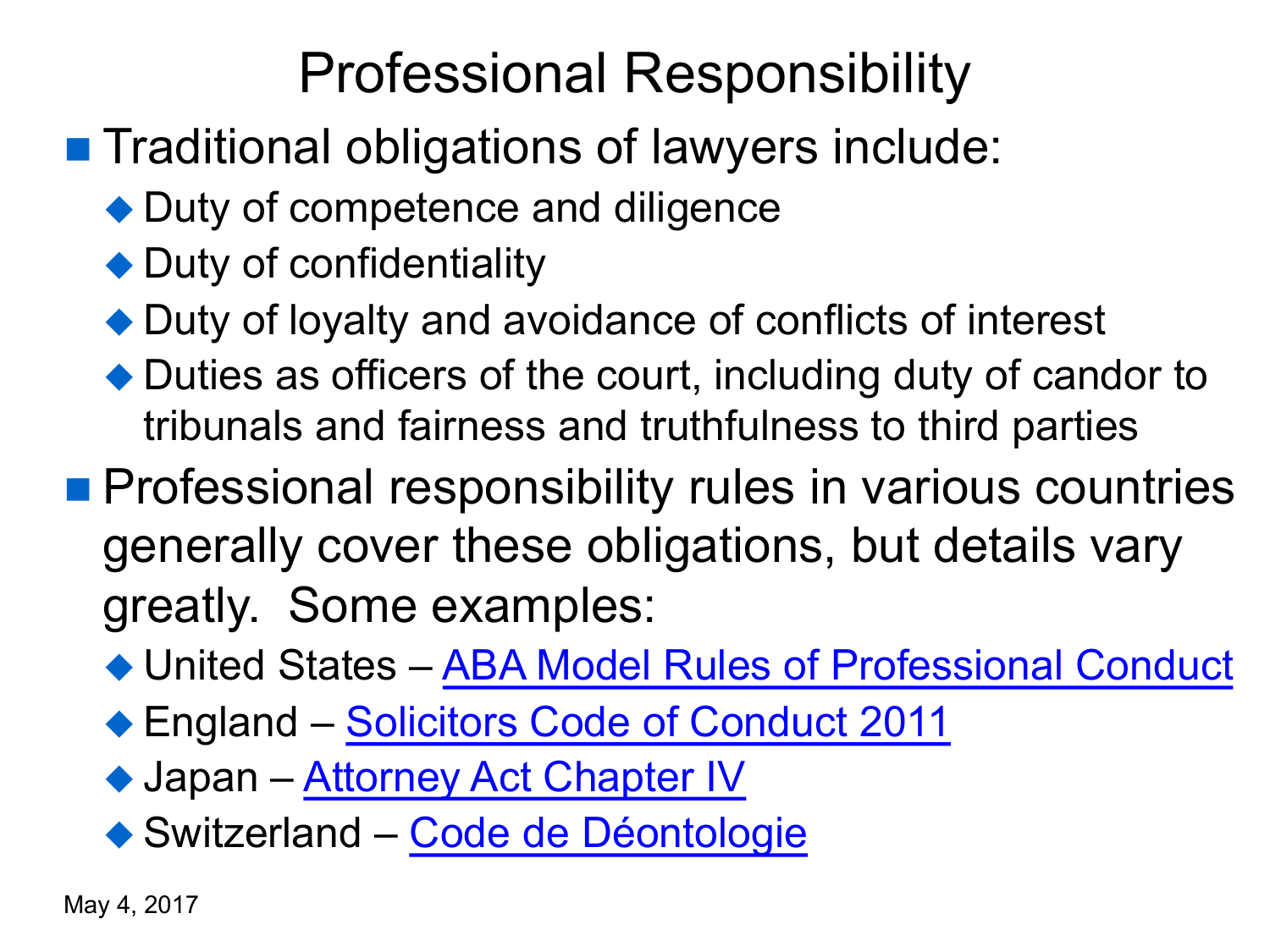# Professional Responsibility

- Traditional obligations of lawyers include:
  - Duty of competence and diligence
  - Duty of confidentiality
  - Duty of loyalty and avoidance of conflicts of interest
  - Duties as officers of the court, including duty of candor to tribunals and fairness and truthfulness to third parties
- Professional responsibility rules in various countries generally cover these obligations, but details vary greatly. Some examples:
  - United States – ABA Model Rules of Professional Conduct
  - England – Solicitors Code of Conduct 2011
  - Japan – Attorney Act Chapter IV
  - Switzerland – Code de Déontologie

May 4, 2017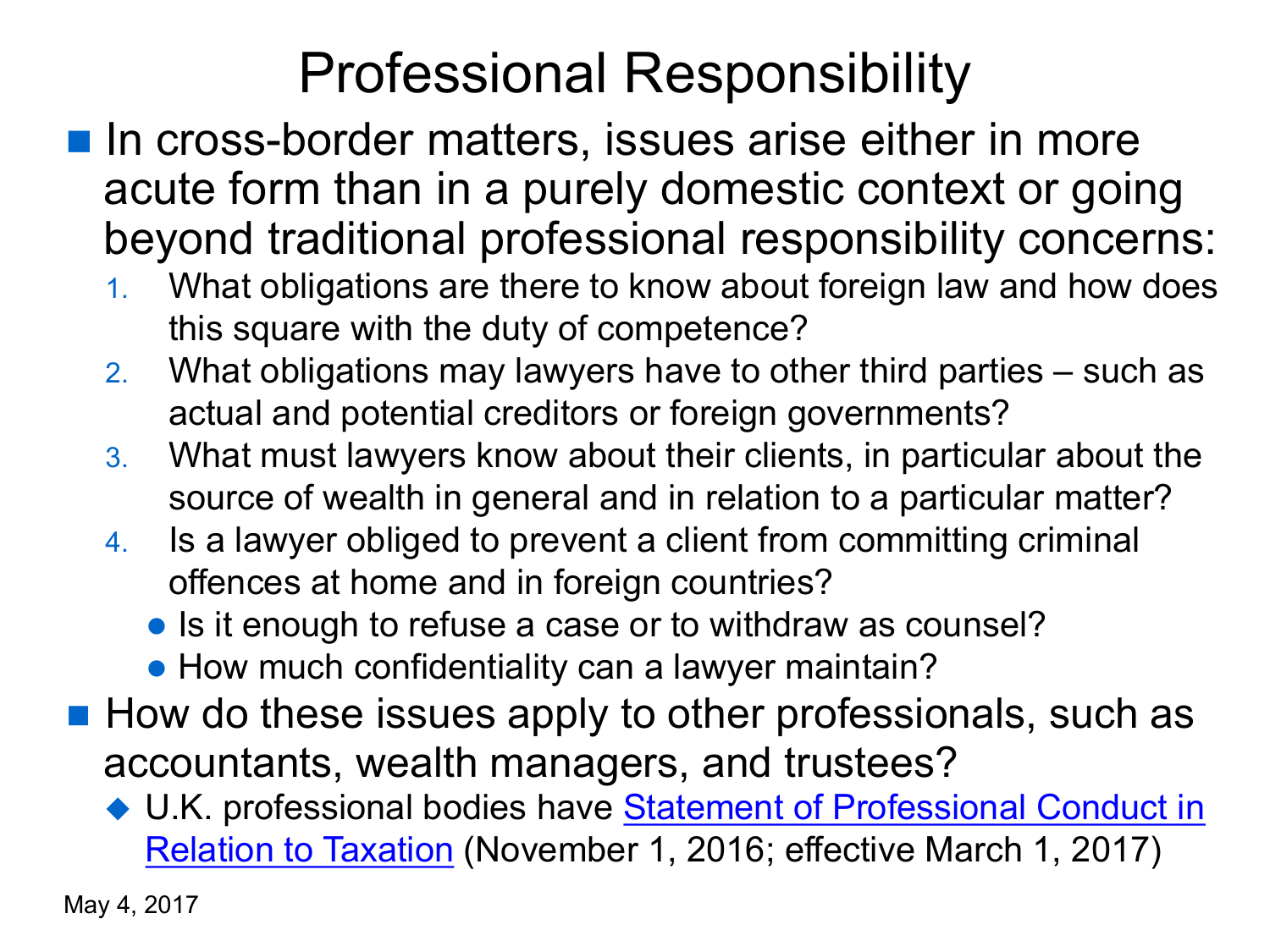# Professional Responsibility

- In cross-border matters, issues arise either in more acute form than in a purely domestic context or going beyond traditional professional responsibility concerns:
  1. What obligations are there to know about foreign law and how does this square with the duty of competence?
  2. What obligations may lawyers have to other third parties – such as actual and potential creditors or foreign governments?
  3. What must lawyers know about their clients, in particular about the source of wealth in general and in relation to a particular matter?
  4. Is a lawyer obliged to prevent a client from committing criminal offences at home and in foreign countries?
     - Is it enough to refuse a case or to withdraw as counsel?
     - How much confidentiality can a lawyer maintain?
- How do these issues apply to other professionals, such as accountants, wealth managers, and trustees?
  - U.K. professional bodies have Statement of Professional Conduct in Relation to Taxation (November 1, 2016; effective March 1, 2017)

May 4, 2017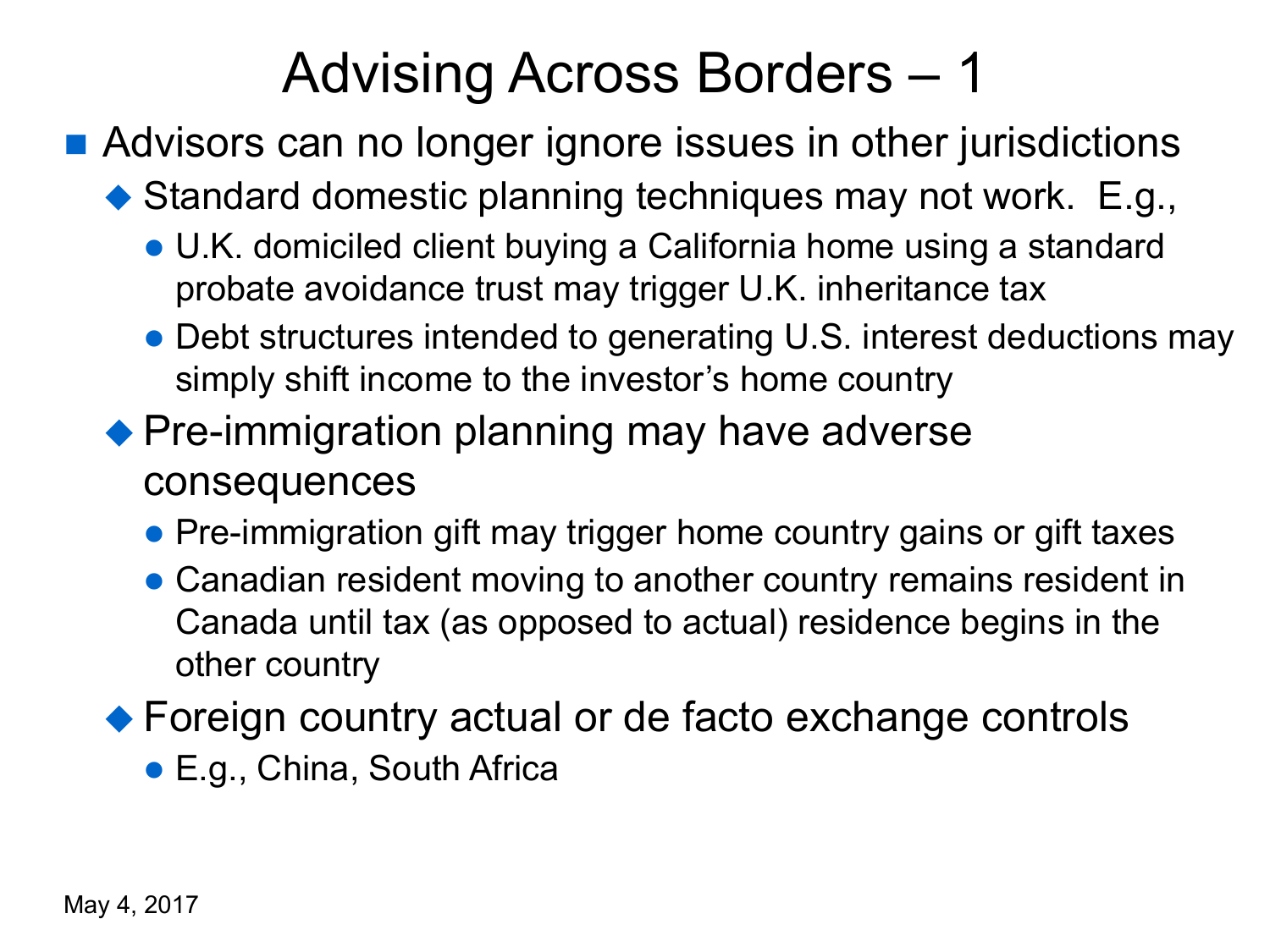# Advising Across Borders – 1

- Advisors can no longer ignore issues in other jurisdictions
  - Standard domestic planning techniques may not work. E.g.,
    - U.K. domiciled client buying a California home using a standard probate avoidance trust may trigger U.K. inheritance tax
    - Debt structures intended to generating U.S. interest deductions may simply shift income to the investor's home country
  - Pre-immigration planning may have adverse consequences
    - Pre-immigration gift may trigger home country gains or gift taxes
    - Canadian resident moving to another country remains resident in Canada until tax (as opposed to actual) residence begins in the other country
  - Foreign country actual or de facto exchange controls
    - E.g., China, South Africa

May 4, 2017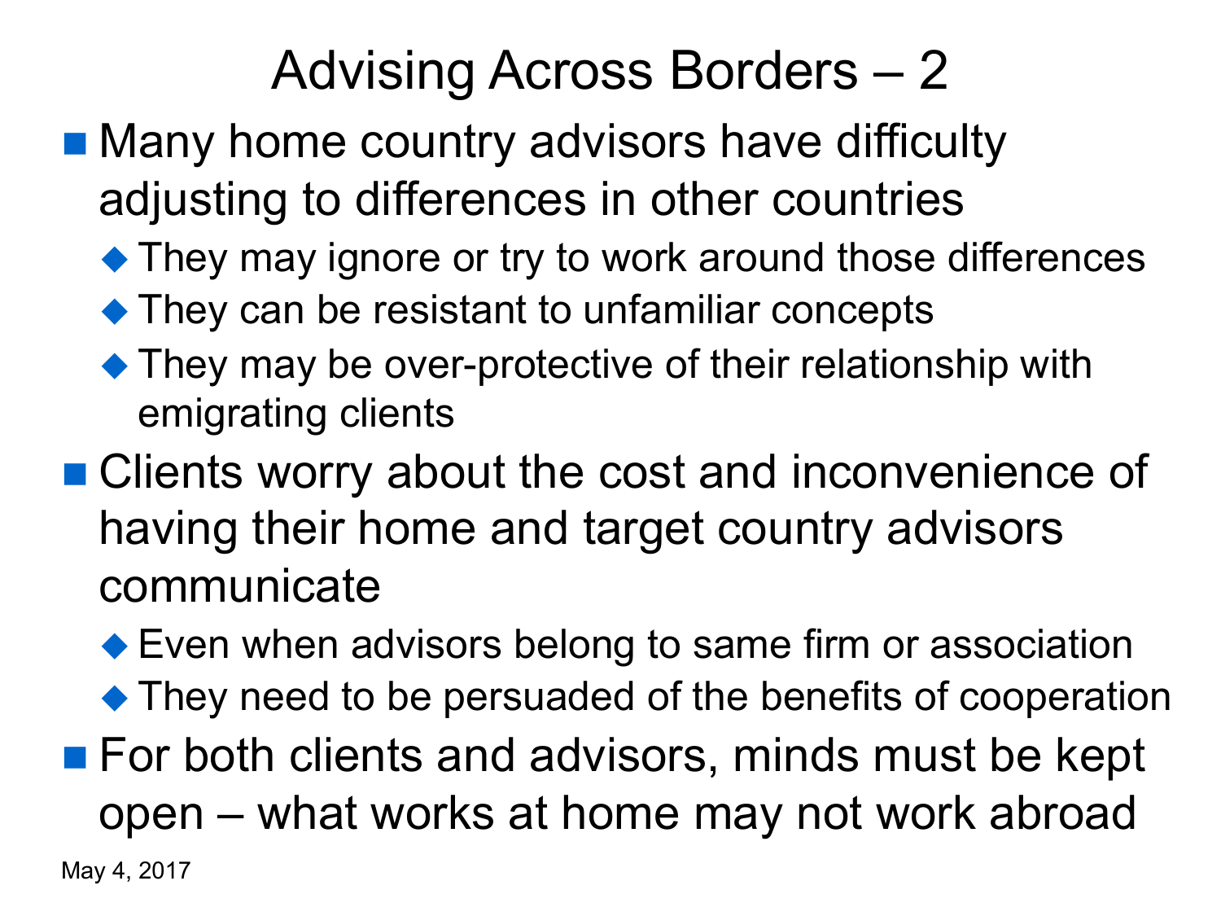# Advising Across Borders – 2

- Many home country advisors have difficulty adjusting to differences in other countries
  - They may ignore or try to work around those differences
  - They can be resistant to unfamiliar concepts
  - They may be over-protective of their relationship with emigrating clients
- Clients worry about the cost and inconvenience of having their home and target country advisors communicate
  - Even when advisors belong to same firm or association
  - They need to be persuaded of the benefits of cooperation
- For both clients and advisors, minds must be kept open – what works at home may not work abroad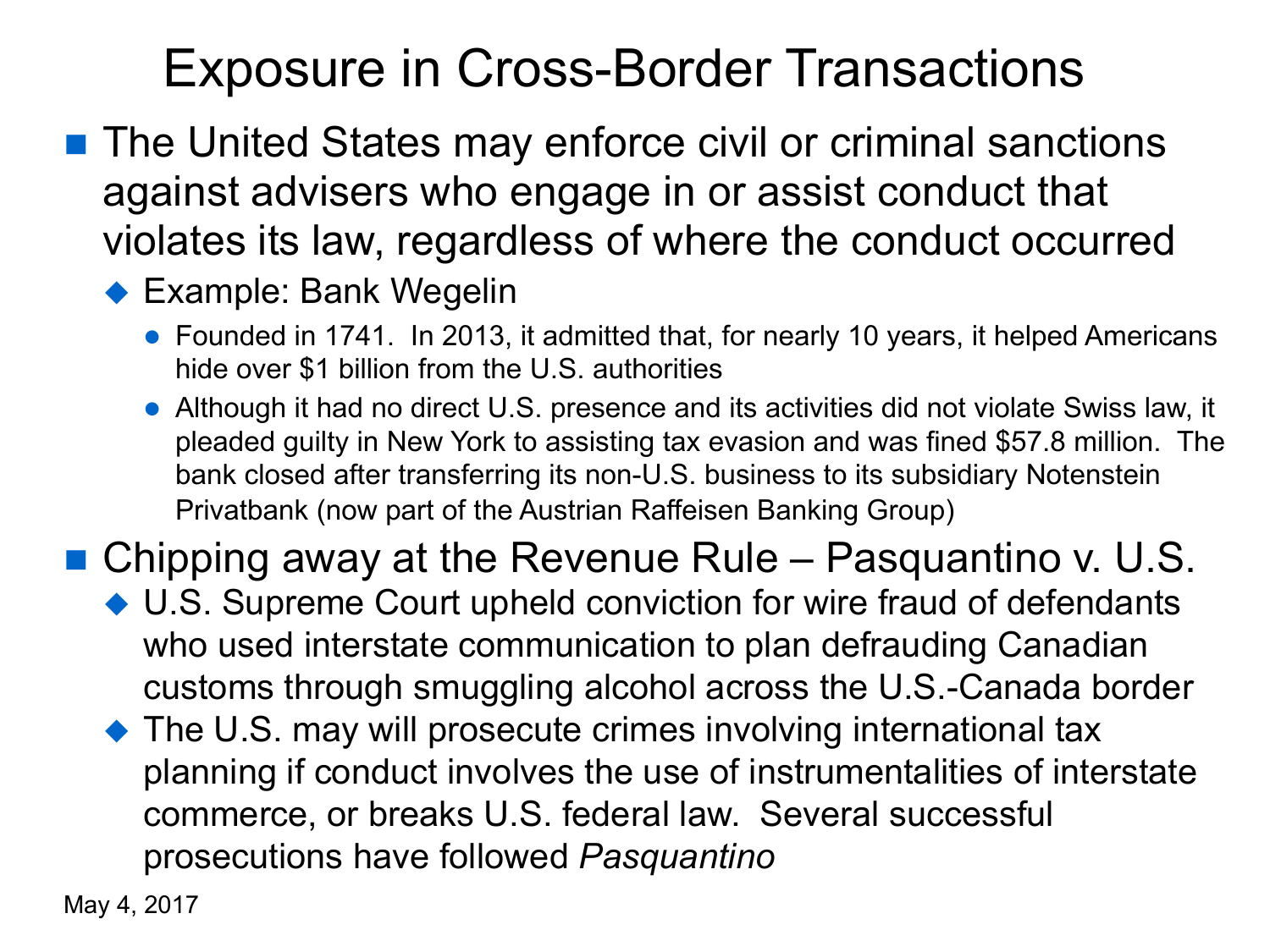# Exposure in Cross-Border Transactions

- The United States may enforce civil or criminal sanctions against advisers who engage in or assist conduct that violates its law, regardless of where the conduct occurred
  - Example: Bank Wegelin
    - Founded in 1741. In 2013, it admitted that, for nearly 10 years, it helped Americans hide over $1 billion from the U.S. authorities
    - Although it had no direct U.S. presence and its activities did not violate Swiss law, it pleaded guilty in New York to assisting tax evasion and was fined $57.8 million. The bank closed after transferring its non-U.S. business to its subsidiary Notenstein Privatbank (now part of the Austrian Raffeisen Banking Group)
- Chipping away at the Revenue Rule – Pasquantino v. U.S.
  - U.S. Supreme Court upheld conviction for wire fraud of defendants who used interstate communication to plan defrauding Canadian customs through smuggling alcohol across the U.S.-Canada border
  - The U.S. may will prosecute crimes involving international tax planning if conduct involves the use of instrumentalities of interstate commerce, or breaks U.S. federal law. Several successful prosecutions have followed *Pasquantino*

May 4, 2017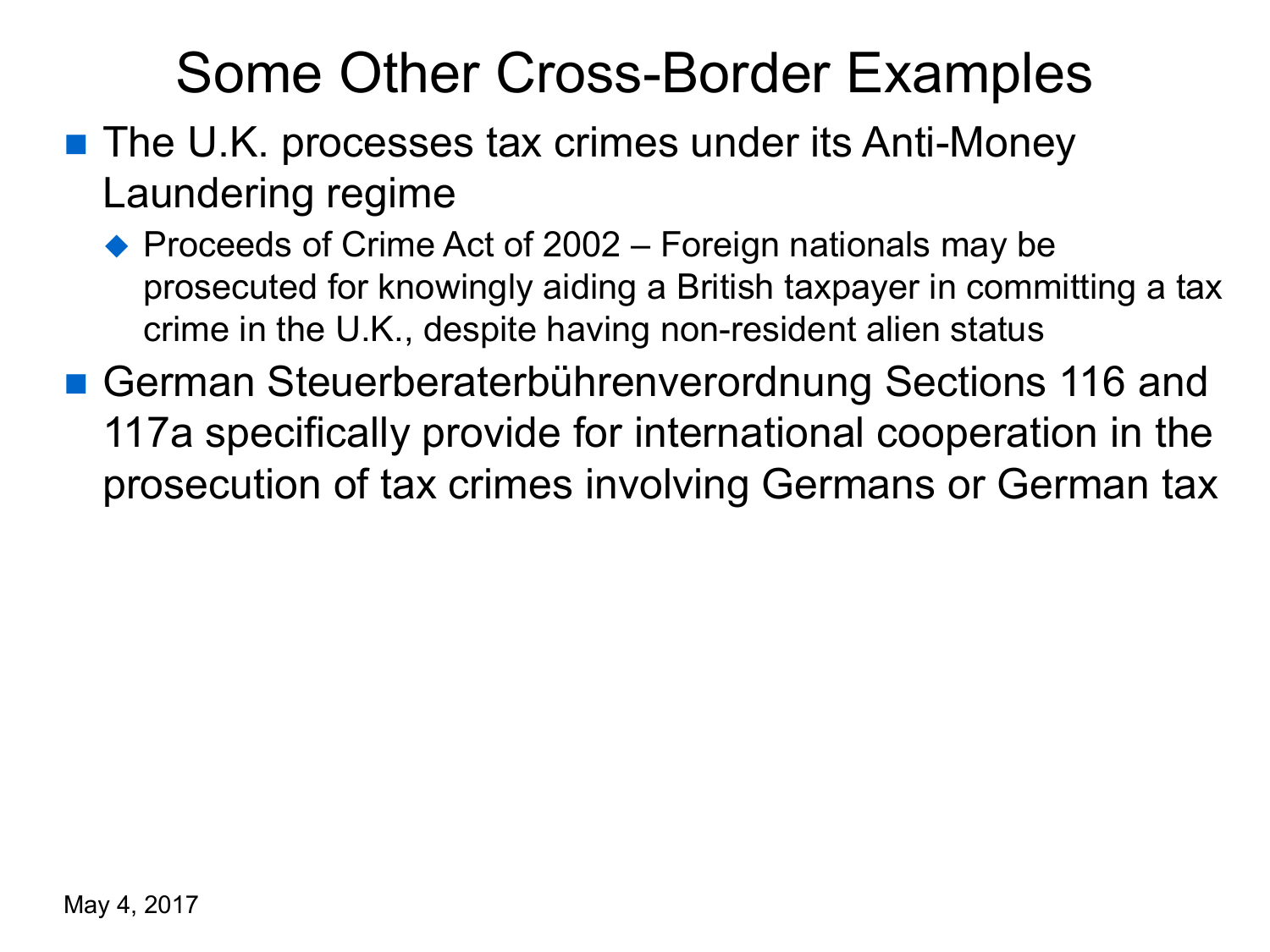# Some Other Cross-Border Examples

- The U.K. processes tax crimes under its Anti-Money Laundering regime
  - Proceeds of Crime Act of 2002 – Foreign nationals may be prosecuted for knowingly aiding a British taxpayer in committing a tax crime in the U.K., despite having non-resident alien status
- German Steuerberaterbührenverordnung Sections 116 and 117a specifically provide for international cooperation in the prosecution of tax crimes involving Germans or German tax

May 4, 2017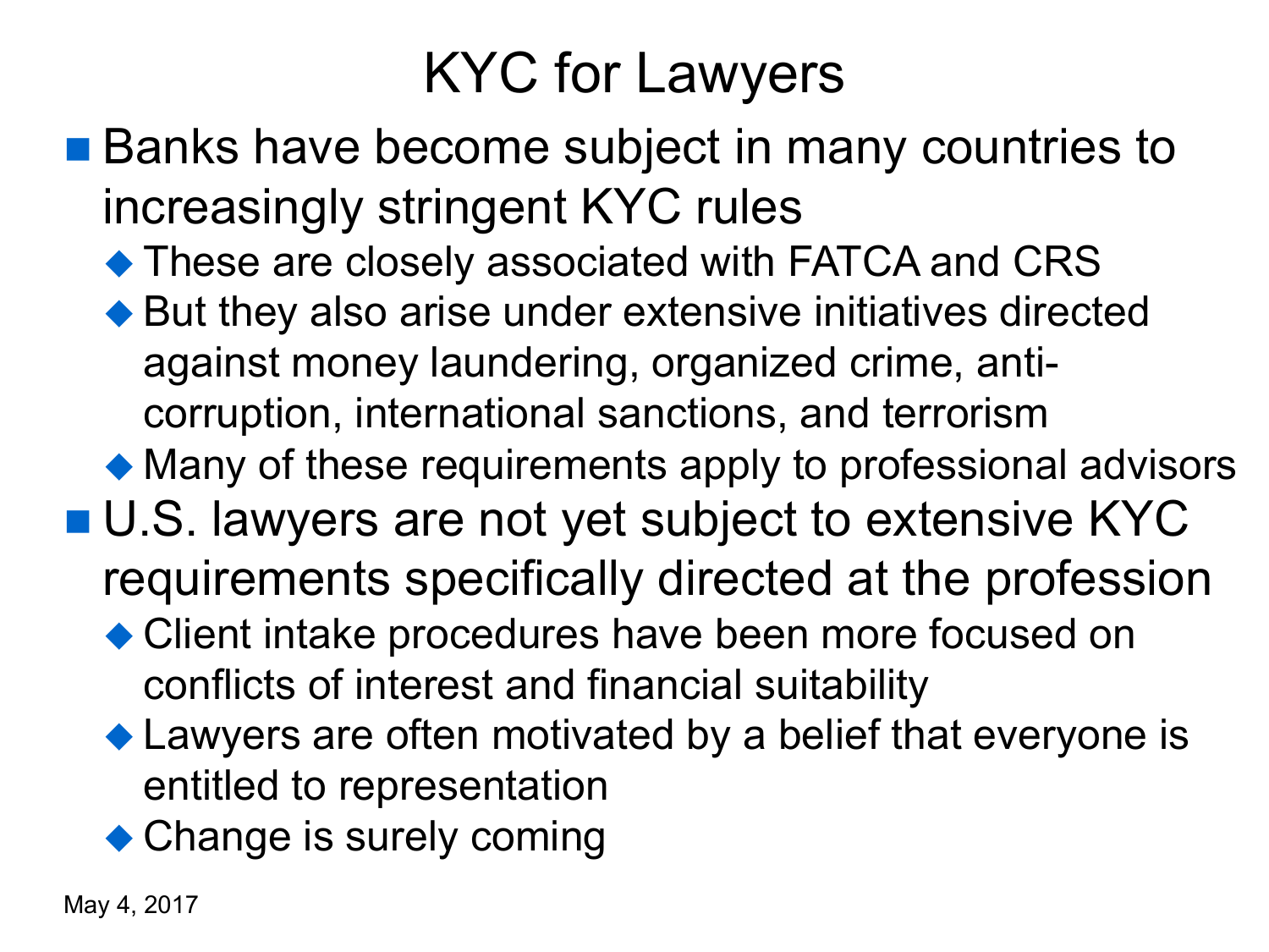# KYC for Lawyers

- Banks have become subject in many countries to increasingly stringent KYC rules
  - These are closely associated with FATCA and CRS
  - But they also arise under extensive initiatives directed against money laundering, organized crime, anti-corruption, international sanctions, and terrorism
  - Many of these requirements apply to professional advisors
- U.S. lawyers are not yet subject to extensive KYC requirements specifically directed at the profession
  - Client intake procedures have been more focused on conflicts of interest and financial suitability
  - Lawyers are often motivated by a belief that everyone is entitled to representation
  - Change is surely coming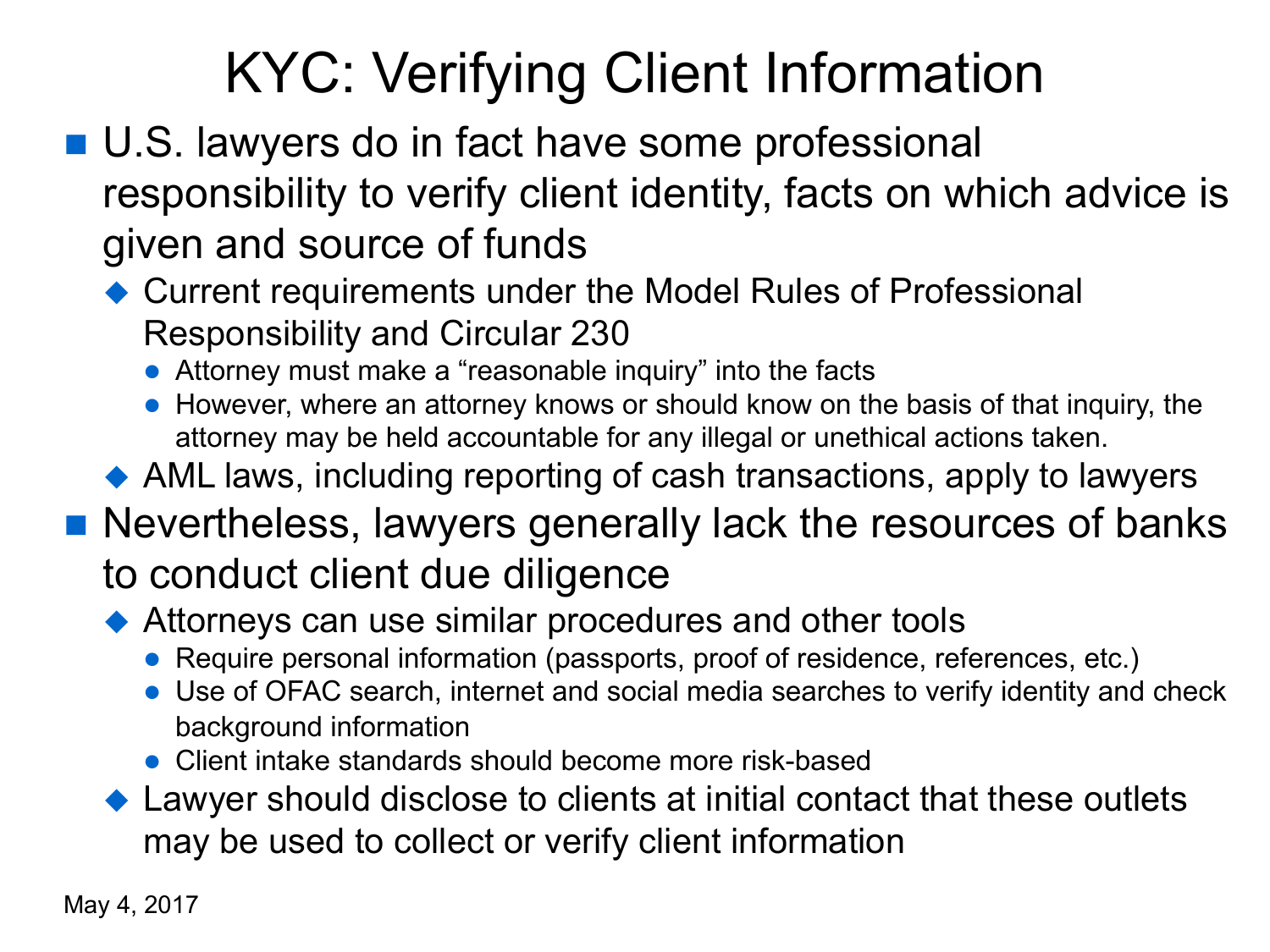# KYC: Verifying Client Information

- U.S. lawyers do in fact have some professional responsibility to verify client identity, facts on which advice is given and source of funds
  - Current requirements under the Model Rules of Professional Responsibility and Circular 230
    - Attorney must make a "reasonable inquiry" into the facts
    - However, where an attorney knows or should know on the basis of that inquiry, the attorney may be held accountable for any illegal or unethical actions taken.
  - AML laws, including reporting of cash transactions, apply to lawyers
- Nevertheless, lawyers generally lack the resources of banks to conduct client due diligence
  - Attorneys can use similar procedures and other tools
    - Require personal information (passports, proof of residence, references, etc.)
    - Use of OFAC search, internet and social media searches to verify identity and check background information
    - Client intake standards should become more risk-based
  - Lawyer should disclose to clients at initial contact that these outlets may be used to collect or verify client information

May 4, 2017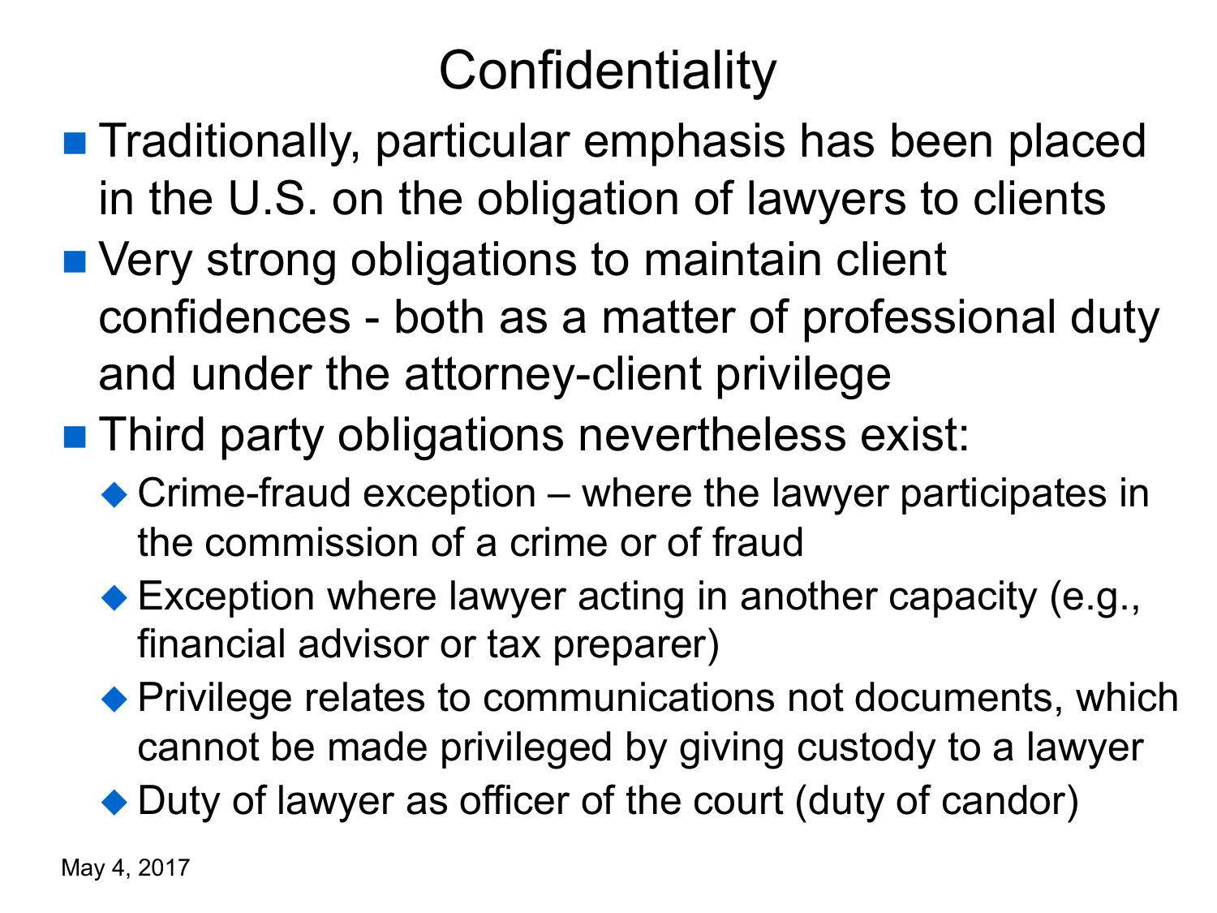# Confidentiality

- Traditionally, particular emphasis has been placed in the U.S. on the obligation of lawyers to clients
- Very strong obligations to maintain client confidences - both as a matter of professional duty and under the attorney-client privilege
- Third party obligations nevertheless exist:
  - Crime-fraud exception – where the lawyer participates in the commission of a crime or of fraud
  - Exception where lawyer acting in another capacity (e.g., financial advisor or tax preparer)
  - Privilege relates to communications not documents, which cannot be made privileged by giving custody to a lawyer
  - Duty of lawyer as officer of the court (duty of candor)

May 4, 2017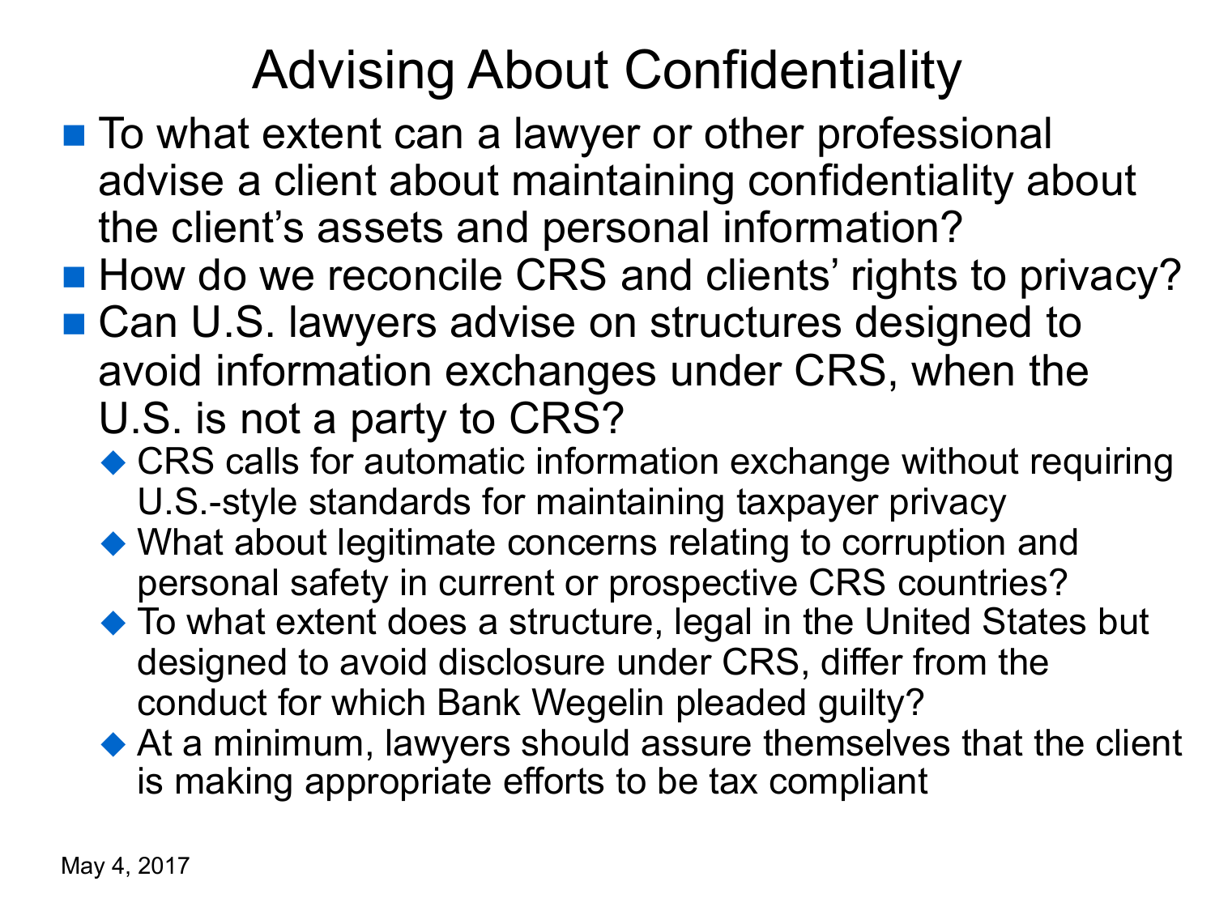# Advising About Confidentiality

- To what extent can a lawyer or other professional advise a client about maintaining confidentiality about the client's assets and personal information?
- How do we reconcile CRS and clients' rights to privacy?
- Can U.S. lawyers advise on structures designed to avoid information exchanges under CRS, when the U.S. is not a party to CRS?
  - CRS calls for automatic information exchange without requiring U.S.-style standards for maintaining taxpayer privacy
  - What about legitimate concerns relating to corruption and personal safety in current or prospective CRS countries?
  - To what extent does a structure, legal in the United States but designed to avoid disclosure under CRS, differ from the conduct for which Bank Wegelin pleaded guilty?
  - At a minimum, lawyers should assure themselves that the client is making appropriate efforts to be tax compliant

May 4, 2017